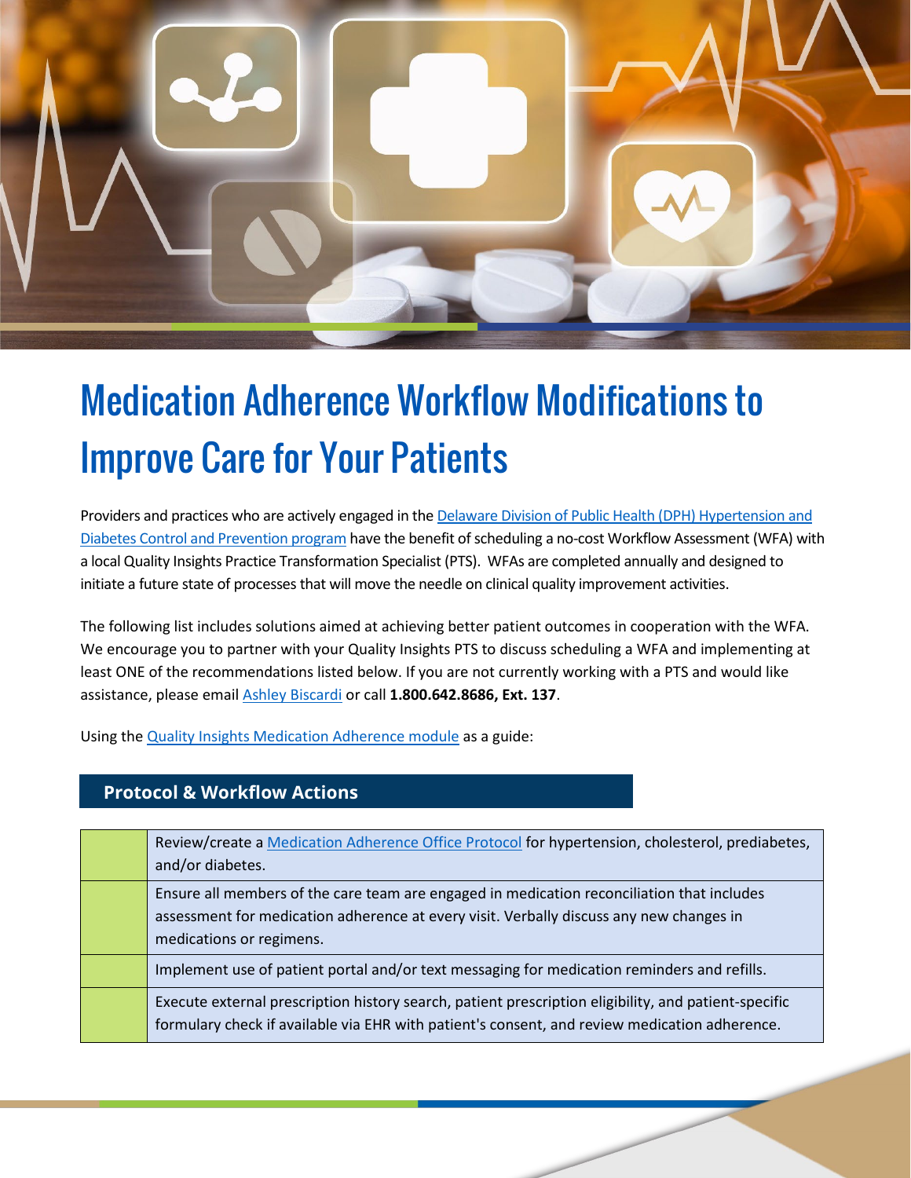# Medication Adherence Workflow Modifications to Improve Care for Your Patients

Providers and practices who are actively engaged in the Delaware Division of Public Health (DPH) Hypertension and Diabetes Control and Prevention program have the benefit of scheduling a no-cost Workflow Assessment (WFA) with a local Quality Insights Practice Transformation Specialist (PTS). WFAs are completed annually and designed to initiate a future state of processes that will move the needle on clinical quality improvement activities.

The following list includes solutions aimed at achieving better patient outcomes in cooperation with the WFA. We encourage you to partner with your Quality Insights PTS to discuss scheduling a WFA and implementing at least ONE of the recommendations listed below. If you are not currently working with a PTS and would like assistance, please email Ashley Biscardi or call **1.800.642.8686, Ext. 137**.

Using the Quality Insights Medication Adherence module as a guide:

## Protocol & Workflow Actions

| | |
|---|---|
| | Review/create a Medication Adherence Office Protocol for hypertension, cholesterol, prediabetes, and/or diabetes. |
| | Ensure all members of the care team are engaged in medication reconciliation that includes assessment for medication adherence at every visit. Verbally discuss any new changes in medications or regimens. |
| | Implement use of patient portal and/or text messaging for medication reminders and refills. |
| | Execute external prescription history search, patient prescription eligibility, and patient-specific formulary check if available via EHR with patient's consent, and review medication adherence. |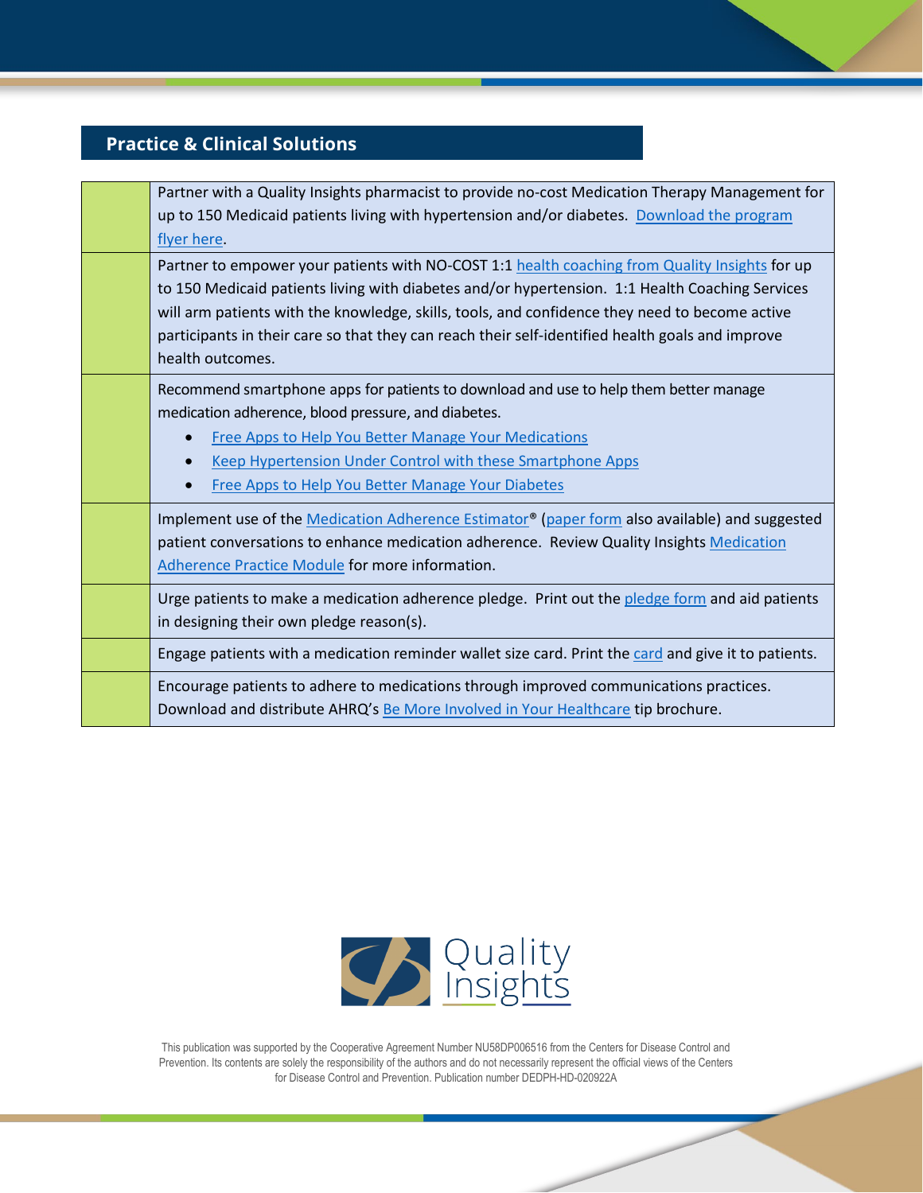## Practice & Clinical Solutions

| | |
|---|---|
| | Partner with a Quality Insights pharmacist to provide no-cost Medication Therapy Management for up to 150 Medicaid patients living with hypertension and/or diabetes. Download the program flyer here. |
| | Partner to empower your patients with NO-COST 1:1 health coaching from Quality Insights for up to 150 Medicaid patients living with diabetes and/or hypertension. 1:1 Health Coaching Services will arm patients with the knowledge, skills, tools, and confidence they need to become active participants in their care so that they can reach their self-identified health goals and improve health outcomes. |
| | Recommend smartphone apps for patients to download and use to help them better manage medication adherence, blood pressure, and diabetes.<br>• Free Apps to Help You Better Manage Your Medications<br>• Keep Hypertension Under Control with these Smartphone Apps<br>• Free Apps to Help You Better Manage Your Diabetes |
| | Implement use of the Medication Adherence Estimator® (paper form also available) and suggested patient conversations to enhance medication adherence. Review Quality Insights Medication Adherence Practice Module for more information. |
| | Urge patients to make a medication adherence pledge. Print out the pledge form and aid patients in designing their own pledge reason(s). |
| | Engage patients with a medication reminder wallet size card. Print the card and give it to patients. |
| | Encourage patients to adhere to medications through improved communications practices. Download and distribute AHRQ's Be More Involved in Your Healthcare tip brochure. |

Quality Insights

This publication was supported by the Cooperative Agreement Number NU58DP006516 from the Centers for Disease Control and Prevention. Its contents are solely the responsibility of the authors and do not necessarily represent the official views of the Centers for Disease Control and Prevention. Publication number DEDPH-HD-020922A